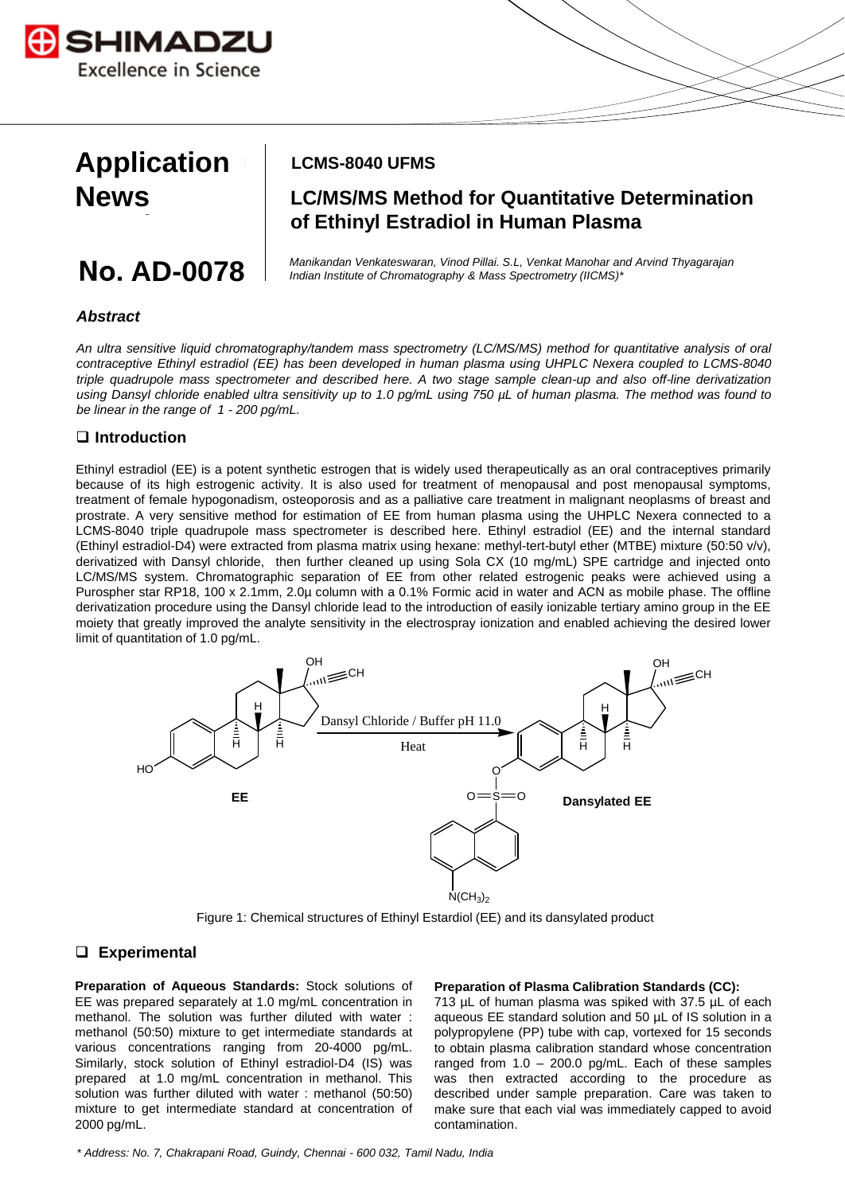# Application News

## No. AD-0078

**LCMS-8040 UFMS**

## LC/MS/MS Method for Quantitative Determination of Ethinyl Estradiol in Human Plasma

*Manikandan Venkateswaran, Vinod Pillai. S.L, Venkat Manohar and Arvind Thyagarajan*
*Indian Institute of Chromatography & Mass Spectrometry (IICMS)**

### *Abstract*

*An ultra sensitive liquid chromatography/tandem mass spectrometry (LC/MS/MS) method for quantitative analysis of oral contraceptive Ethinyl estradiol (EE) has been developed in human plasma using UHPLC Nexera coupled to LCMS-8040 triple quadrupole mass spectrometer and described here. A two stage sample clean-up and also off-line derivatization using Dansyl chloride enabled ultra sensitivity up to 1.0 pg/mL using 750 µL of human plasma. The method was found to be linear in the range of 1 - 200 pg/mL.*

### ❑ Introduction

Ethinyl estradiol (EE) is a potent synthetic estrogen that is widely used therapeutically as an oral contraceptives primarily because of its high estrogenic activity. It is also used for treatment of menopausal and post menopausal symptoms, treatment of female hypogonadism, osteoporosis and as a palliative care treatment in malignant neoplasms of breast and prostrate. A very sensitive method for estimation of EE from human plasma using the UHPLC Nexera connected to a LCMS-8040 triple quadrupole mass spectrometer is described here. Ethinyl estradiol (EE) and the internal standard (Ethinyl estradiol-D4) were extracted from plasma matrix using hexane: methyl-tert-butyl ether (MTBE) mixture (50:50 v/v), derivatized with Dansyl chloride, then further cleaned up using Sola CX (10 mg/mL) SPE cartridge and injected onto LC/MS/MS system. Chromatographic separation of EE from other related estrogenic peaks were achieved using a Purospher star RP18, 100 x 2.1mm, 2.0µ column with a 0.1% Formic acid in water and ACN as mobile phase. The offline derivatization procedure using the Dansyl chloride lead to the introduction of easily ionizable tertiary amino group in the EE moiety that greatly improved the analyte sensitivity in the electrospray ionization and enabled achieving the desired lower limit of quantitation of 1.0 pg/mL.

EE

Dansyl Chloride / Buffer pH 11.0

Heat

Dansylated EE

$N(CH_3)_2$

Figure 1: Chemical structures of Ethinyl Estardiol (EE) and its dansylated product

### ❑ Experimental

**Preparation of Aqueous Standards:** Stock solutions of EE was prepared separately at 1.0 mg/mL concentration in methanol. The solution was further diluted with water : methanol (50:50) mixture to get intermediate standards at various concentrations ranging from 20-4000 pg/mL. Similarly, stock solution of Ethinyl estradiol-D4 (IS) was prepared at 1.0 mg/mL concentration in methanol. This solution was further diluted with water : methanol (50:50) mixture to get intermediate standard at concentration of 2000 pg/mL.

**Preparation of Plasma Calibration Standards (CC):** 713 µL of human plasma was spiked with 37.5 µL of each aqueous EE standard solution and 50 µL of IS solution in a polypropylene (PP) tube with cap, vortexed for 15 seconds to obtain plasma calibration standard whose concentration ranged from 1.0 – 200.0 pg/mL. Each of these samples was then extracted according to the procedure as described under sample preparation. Care was taken to make sure that each vial was immediately capped to avoid contamination.

*\* Address: No. 7, Chakrapani Road, Guindy, Chennai - 600 032, Tamil Nadu, India*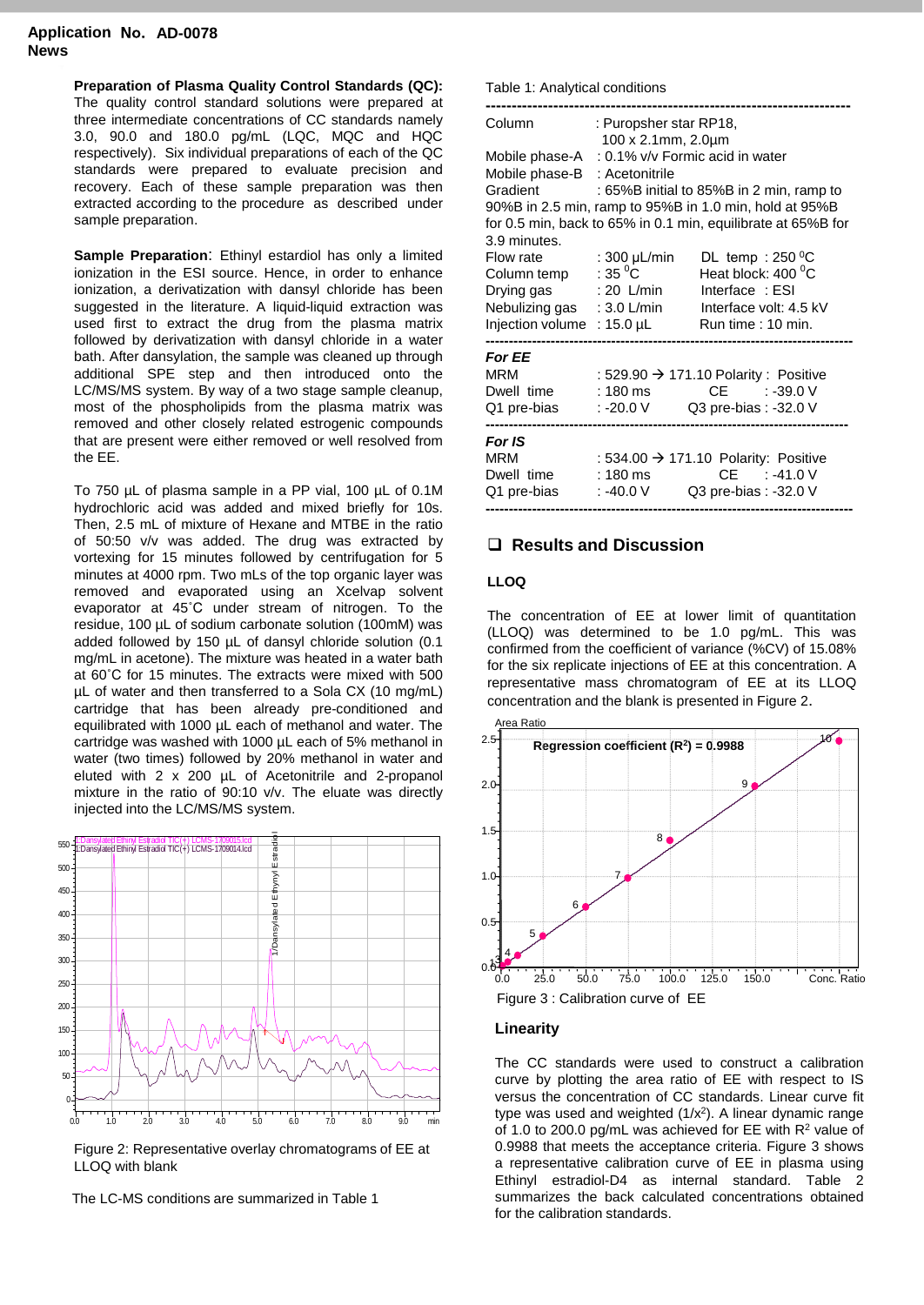**Preparation of Plasma Quality Control Standards (QC):** The quality control standard solutions were prepared at three intermediate concentrations of CC standards namely 3.0, 90.0 and 180.0 pg/mL (LQC, MQC and HQC respectively). Six individual preparations of each of the QC standards were prepared to evaluate precision and recovery. Each of these sample preparation was then extracted according to the procedure as described under sample preparation.

**Sample Preparation**: Ethinyl estardiol has only a limited ionization in the ESI source. Hence, in order to enhance ionization, a derivatization with dansyl chloride has been suggested in the literature. A liquid-liquid extraction was used first to extract the drug from the plasma matrix followed by derivatization with dansyl chloride in a water bath. After dansylation, the sample was cleaned up through additional SPE step and then introduced onto the LC/MS/MS system. By way of a two stage sample cleanup, most of the phospholipids from the plasma matrix was removed and other closely related estrogenic compounds that are present were either removed or well resolved from the EE.

To 750 µL of plasma sample in a PP vial, 100 µL of 0.1M hydrochloric acid was added and mixed briefly for 10s. Then, 2.5 mL of mixture of Hexane and MTBE in the ratio of 50:50 v/v was added. The drug was extracted by vortexing for 15 minutes followed by centrifugation for 5 minutes at 4000 rpm. Two mLs of the top organic layer was removed and evaporated using an Xcelvap sample evaporator at 45˚C under stream of nitrogen. To the residue, 100 µL of sodium carbonate solution (100mM) was added followed by 150 µL of dansyl chloride solution (0.1 mg/mL in acetone). The mixture was heated in a water bath at 60˚C for 15 minutes. The extracts were mixed with 500 µL of water and then transferred to a Sola CX (10 mg/mL) cartridge that has been already pre-conditioned and equilibrated with 1000 µL each of methanol and water. The cartridge was washed with 1000 µL each of 5% methanol in water (two times) followed by 20% methanol in water and eluted with 2 x 200 µL of Acetonitrile and 2-propanol mixture in the ratio of 90:10 v/v. The eluate was directly injected into the LC/MS/MS system.

1:Dansylated Ethinyl Estradiol TIC(+) LCMS-1709015.lcd
1:Dansylated Ethinyl Estradiol TIC(+) LCMS-1709014.lcd
1/Dansylated Ethynyl Estradiol
550, 500, 450, 400, 350, 300, 250, 200, 150, 100, 50, 0
0.0, 1.0, 2.0, 3.0, 4.0, 5.0, 6.0, 7.0, 8.0, 9.0 min

Figure 2: Representative overlay chromatograms of EE at LLOQ with blank

The LC-MS conditions are summarized in Table 1

Table 1: Analytical conditions

| | | | |
|---|---|---|---|
| Column | : Puropsher star RP18, 100 x 2.1mm, 2.0µm | | |
| Mobile phase-A | : 0.1% v/v Formic acid in water | | |
| Mobile phase-B | : Acetonitrile | | |
| Gradient | : 65%B initial to 85%B in 2 min, ramp to 90%B in 2.5 min, ramp to 95%B in 1.0 min, hold at 95%B for 0.5 min, back to 65% in 0.1 min, equilibrate at 65%B for 3.9 minutes. | | |
| Flow rate | : 300 µL/min | DL temp | : 250 $^0$C |
| Column temp | : 35 $^0$C | Heat block | : 400 $^0$C |
| Drying gas | : 20 L/min | Interface | : ESI |
| Nebulizing gas | : 3.0 L/min | Interface volt | : 4.5 kV |
| Injection volume | : 15.0 µL | Run time | : 10 min. |
| ***For EE*** | | | |
| MRM | : 529.90 → 171.10 | Polarity | : Positive |
| Dwell time | : 180 ms | CE | : -39.0 V |
| Q1 pre-bias | : -20.0 V | Q3 pre-bias | : -32.0 V |
| ***For IS*** | | | |
| MRM | : 534.00 → 171.10 | Polarity | : Positive |
| Dwell time | : 180 ms | CE | : -41.0 V |
| Q1 pre-bias | : -40.0 V | Q3 pre-bias | : -32.0 V |

## Results and Discussion

### LLOQ

The concentration of EE at lower limit of quantitation (LLOQ) was determined to be 1.0 pg/mL. This was confirmed from the coefficient of variance (%CV) of 15.08% for the six replicate injections of EE at this concentration. A representative mass chromatogram of EE at its LLOQ concentration and the blank is presented in Figure 2.

Area Ratio
Regression coefficient ($R^2$) = 0.9988
2.5, 2.0, 1.5, 1.0, 0.5, 0.0
0.0, 25.0, 50.0, 75.0, 100.0, 125.0, 150.0 Conc. Ratio
3, 4, 5, 6, 7, 8, 9, 10

Figure 3 : Calibration curve of EE

### Linearity

The CC standards were used to construct a calibration curve by plotting the area ratio of EE with respect to IS versus the concentration of CC standards. Linear curve fit type was used and weighted ($1/x^2$). A linear dynamic range of 1.0 to 200.0 pg/mL was achieved for EE with $R^2$ value of 0.9988 that meets the acceptance criteria. Figure 3 shows a representative calibration curve of EE in plasma using Ethinyl estradiol-D4 as internal standard. Table 2 summarizes the back calculated concentrations obtained for the calibration standards.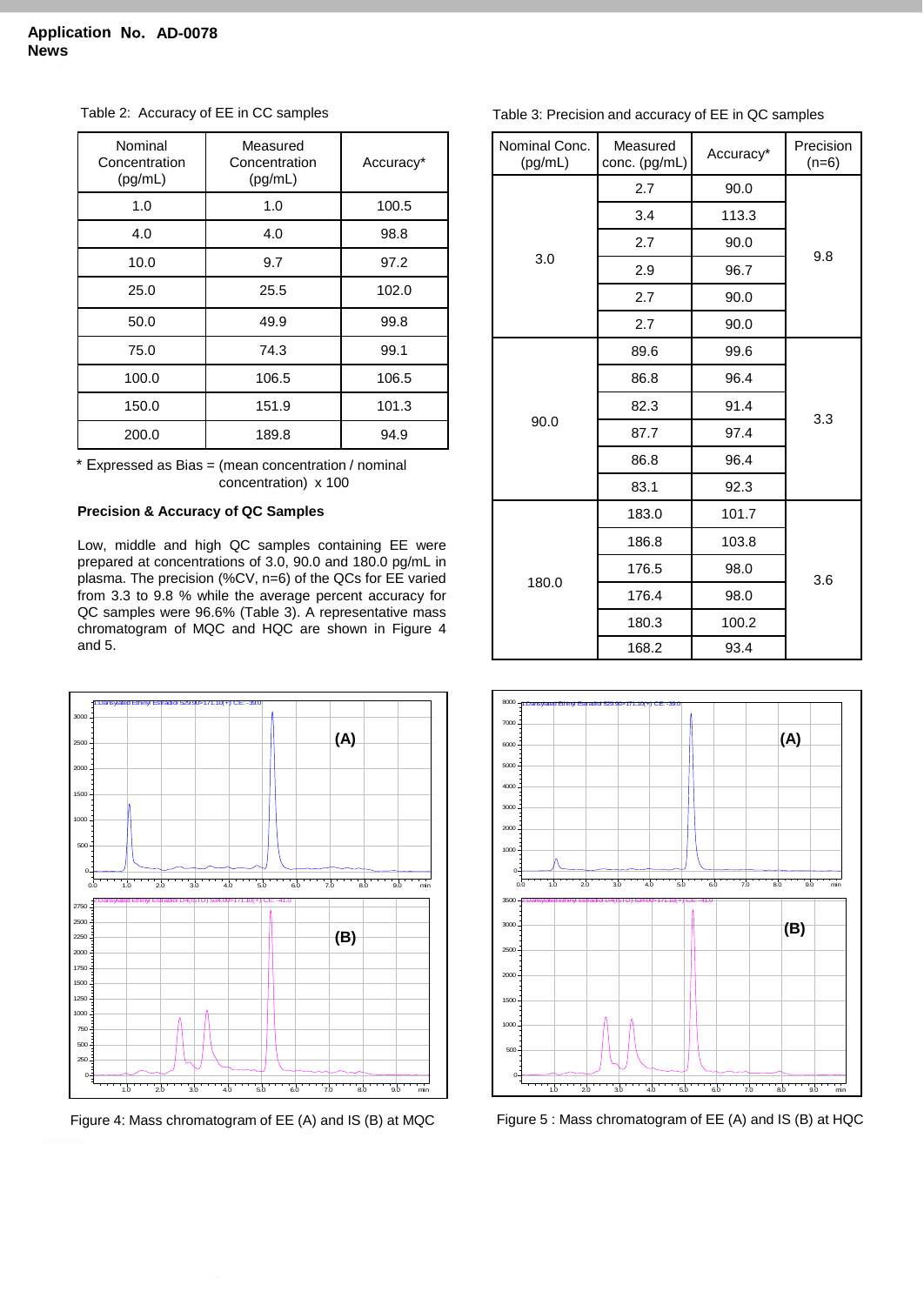Table 2: Accuracy of EE in CC samples

| Nominal Concentration (pg/mL) | Measured Concentration (pg/mL) | Accuracy* |
|---|---|---|
| 1.0 | 1.0 | 100.5 |
| 4.0 | 4.0 | 98.8 |
| 10.0 | 9.7 | 97.2 |
| 25.0 | 25.5 | 102.0 |
| 50.0 | 49.9 | 99.8 |
| 75.0 | 74.3 | 99.1 |
| 100.0 | 106.5 | 106.5 |
| 150.0 | 151.9 | 101.3 |
| 200.0 | 189.8 | 94.9 |

\* Expressed as Bias = (mean concentration / nominal concentration) x 100

**Precision & Accuracy of QC Samples**

Low, middle and high QC samples containing EE were prepared at concentrations of 3.0, 90.0 and 180.0 pg/mL in plasma. The precision (%CV, n=6) of the QCs for EE varied from 3.3 to 9.8 % while the average percent accuracy for QC samples were 96.6% (Table 3). A representative mass chromatogram of MQC and HQC are shown in Figure 4 and 5.

Table 3: Precision and accuracy of EE in QC samples

| Nominal Conc. (pg/mL) | Measured conc. (pg/mL) | Accuracy* | Precision (n=6) |
|---|---|---|---|
| 3.0 | 2.7 | 90.0 | 9.8 |
| | 3.4 | 113.3 | |
| | 2.7 | 90.0 | |
| | 2.9 | 96.7 | |
| | 2.7 | 90.0 | |
| | 2.7 | 90.0 | |
| 90.0 | 89.6 | 99.6 | 3.3 |
| | 86.8 | 96.4 | |
| | 82.3 | 91.4 | |
| | 87.7 | 97.4 | |
| | 86.8 | 96.4 | |
| | 83.1 | 92.3 | |
| 180.0 | 183.0 | 101.7 | 3.6 |
| | 186.8 | 103.8 | |
| | 176.5 | 98.0 | |
| | 176.4 | 98.0 | |
| | 180.3 | 100.2 | |
| | 168.2 | 93.4 | |

Figure 4: Mass chromatogram of EE (A) and IS (B) at MQC

Figure 5 : Mass chromatogram of EE (A) and IS (B) at HQC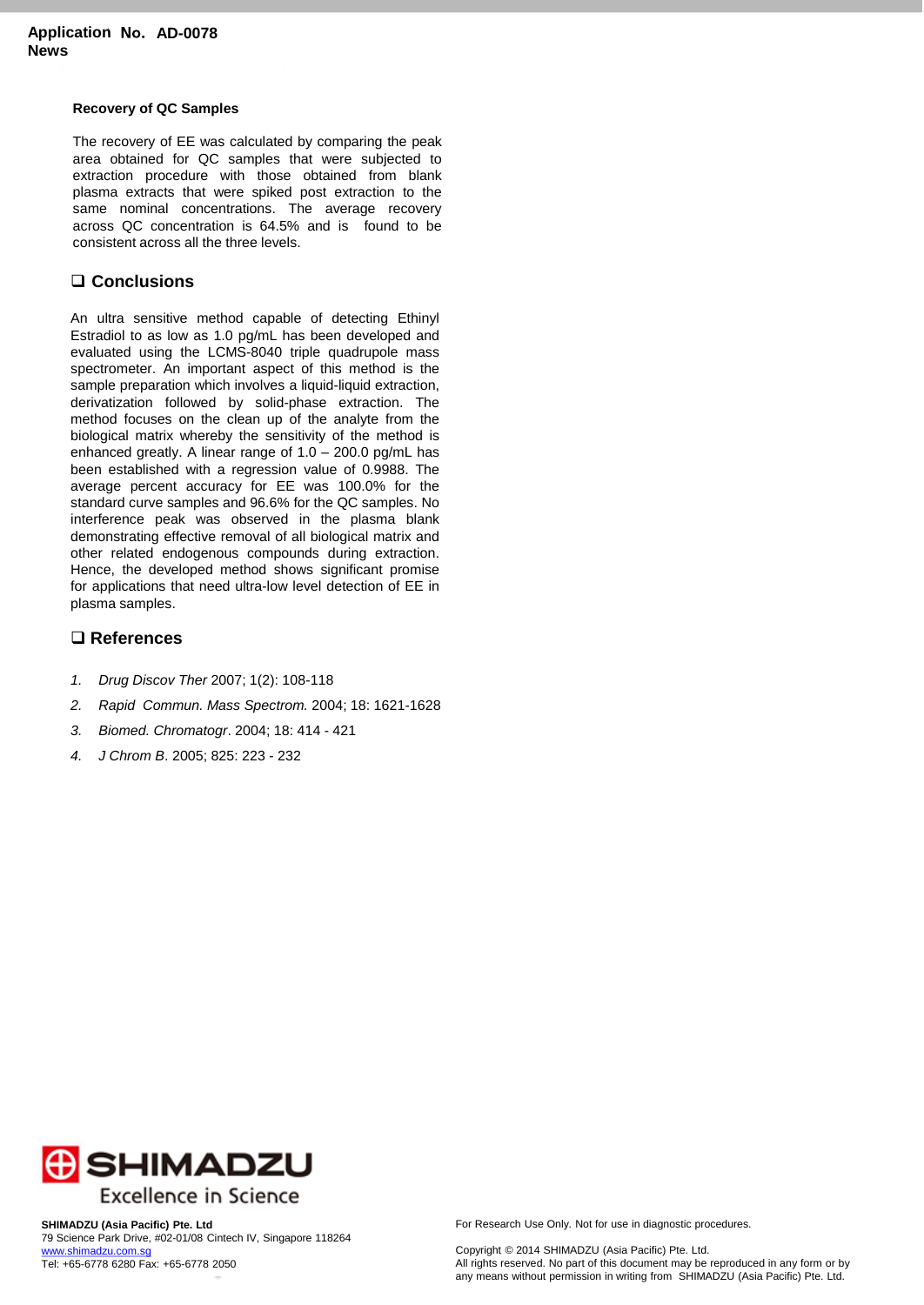### Recovery of QC Samples

The recovery of EE was calculated by comparing the peak area obtained for QC samples that were subjected to extraction procedure with those obtained from blank plasma extracts that were spiked post extraction to the same nominal concentrations. The average recovery across QC concentration is 64.5% and is found to be consistent across all the three levels.

## ❑ Conclusions

An ultra sensitive method capable of detecting Ethinyl Estradiol to as low as 1.0 pg/mL has been developed and evaluated using the LCMS-8040 triple quadrupole mass spectrometer. An important aspect of this method is the sample preparation which involves a liquid-liquid extraction, derivatization followed by solid-phase extraction. The method focuses on the clean up of the analyte from the biological matrix whereby the sensitivity of the method is enhanced greatly. A linear range of 1.0 – 200.0 pg/mL has been established with a regression value of 0.9988. The average percent accuracy for EE was 100.0% for the standard curve samples and 96.6% for the QC samples. No interference peak was observed in the plasma blank demonstrating effective removal of all biological matrix and other related endogenous compounds during extraction. Hence, the developed method shows significant promise for applications that need ultra-low level detection of EE in plasma samples.

## ❑ References

1. *Drug Discov Ther* 2007; 1(2): 108-118
2. *Rapid Commun. Mass Spectrom.* 2004; 18: 1621-1628
3. *Biomed. Chromatogr*. 2004; 18: 414 - 421
4. *J Chrom B*. 2005; 825: 223 - 232

SHIMADZU
Excellence in Science

**SHIMADZU (Asia Pacific) Pte. Ltd**
79 Science Park Drive, #02-01/08 Cintech IV, Singapore 118264
www.shimadzu.com.sg
Tel: +65-6778 6280 Fax: +65-6778 2050

For Research Use Only. Not for use in diagnostic procedures.

Copyright © 2014 SHIMADZU (Asia Pacific) Pte. Ltd.
All rights reserved. No part of this document may be reproduced in any form or by any means without permission in writing from SHIMADZU (Asia Pacific) Pte. Ltd.